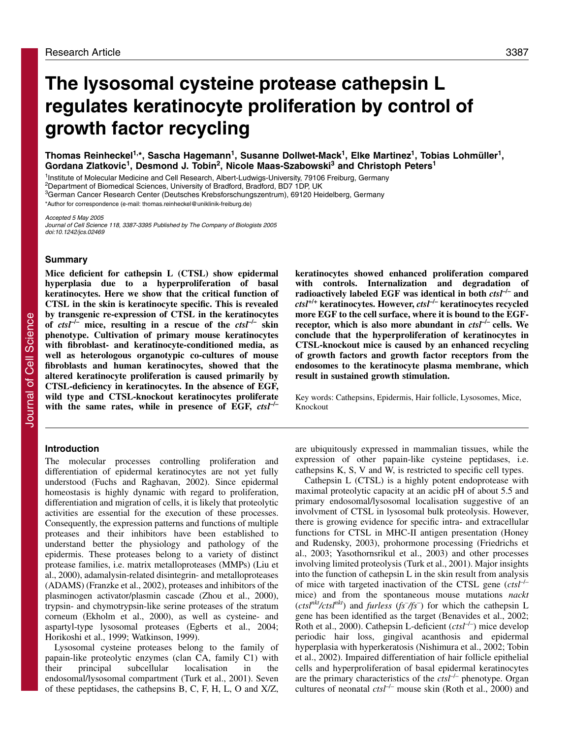# The lysosomal cysteine protease cathepsin L regulates keratinocyte proliferation by control of growth factor recycling

**Thomas Reinheckel[1,*], Sascha Hagemann[1], Susanne Dollwet-Mack[1], Elke Martinez[1], Tobias Lohmüller[1], Gordana Zlatkovic[1], Desmond J. Tobin[2], Nicole Maas-Szabowski[3] and Christoph Peters[1]**

[1]Institute of Molecular Medicine and Cell Research, Albert-Ludwigs-University, 79106 Freiburg, Germany
[2]Department of Biomedical Sciences, University of Bradford, Bradford, BD7 1DP, UK
[3]German Cancer Research Center (Deutsches Krebsforschungszentrum), 69120 Heidelberg, Germany
*Author for correspondence (e-mail: thomas.reinheckel@uniklinik-freiburg.de)

*Accepted 5 May 2005*
*Journal of Cell Science 118, 3387-3395 Published by The Company of Biologists 2005*
*doi:10.1242/jcs.02469*

## Summary

**Mice deficient for cathepsin L (CTSL) show epidermal hyperplasia due to a hyperproliferation of basal keratinocytes. Here we show that the critical function of CTSL in the skin is keratinocyte specific. This is revealed by transgenic re-expression of CTSL in the keratinocytes of *ctsl*$^{-/-}$ mice, resulting in a rescue of the *ctsl*$^{-/-}$ skin phenotype. Cultivation of primary mouse keratinocytes with fibroblast- and keratinocyte-conditioned media, as well as heterologous organotypic co-cultures of mouse fibroblasts and human keratinocytes, showed that the altered keratinocyte proliferation is caused primarily by CTSL-deficiency in keratinocytes. In the absence of EGF, wild type and CTSL-knockout keratinocytes proliferate with the same rates, while in presence of EGF, *ctsl*$^{-/-}$ keratinocytes showed enhanced proliferation compared with controls. Internalization and degradation of radioactively labeled EGF was identical in both *ctsl*$^{-/-}$ and *ctsl*$^{+/+}$ keratinocytes. However, *ctsl*$^{-/-}$ keratinocytes recycled more EGF to the cell surface, where it is bound to the EGF-receptor, which is also more abundant in *ctsl*$^{-/-}$ cells. We conclude that the hyperproliferation of keratinocytes in CTSL-knockout mice is caused by an enhanced recycling of growth factors and growth factor receptors from the endosomes to the keratinocyte plasma membrane, which result in sustained growth stimulation.**

Key words: Cathepsins, Epidermis, Hair follicle, Lysosomes, Mice, Knockout

## Introduction

The molecular processes controlling proliferation and differentiation of epidermal keratinocytes are not yet fully understood (Fuchs and Raghavan, 2002). Since epidermal homeostasis is highly dynamic with regard to proliferation, differentiation and migration of cells, it is likely that proteolytic activities are essential for the execution of these processes. Consequently, the expression patterns and functions of multiple proteases and their inhibitors have been established to understand better the physiology and pathology of the epidermis. These proteases belong to a variety of distinct protease families, i.e. matrix metalloproteases (MMPs) (Liu et al., 2000), adamalysin-related disintegrin- and metalloproteases (ADAMS) (Franzke et al., 2002), proteases and inhibitors of the plasminogen activator/plasmin cascade (Zhou et al., 2000), trypsin- and chymotrypsin-like serine proteases of the stratum corneum (Ekholm et al., 2000), as well as cysteine- and aspartyl-type lysosomal proteases (Egberts et al., 2004; Horikoshi et al., 1999; Watkinson, 1999).

Lysosomal cysteine proteases belong to the family of papain-like proteolytic enzymes (clan CA, family C1) with their principal subcellular localisation in the endosomal/lysosomal compartment (Turk et al., 2001). Seven of these peptidases, the cathepsins B, C, F, H, L, O and X/Z, are ubiquitously expressed in mammalian tissues, while the expression of other papain-like cysteine peptidases, i.e. cathepsins K, S, V and W, is restricted to specific cell types.

Cathepsin L (CTSL) is a highly potent endoprotease with maximal proteolytic capacity at an acidic pH of about 5.5 and primary endosomal/lysosomal localisation suggestive of an involvment of CTSL in lysosomal bulk proteolysis. However, there is growing evidence for specific intra- and extracellular functions for CTSL in MHC-II antigen presentation (Honey and Rudensky, 2003), prohormone processing (Friedrichs et al., 2003; Yasothornsrikul et al., 2003) and other processes involving limited proteolysis (Turk et al., 2001). Major insights into the function of cathepsin L in the skin result from analysis of mice with targeted inactivation of the CTSL gene (*ctsl*$^{-/-}$ mice) and from the spontaneous mouse mutations *nackt* (*ctsl*$^{nkt}$/*ctsl*$^{nkt}$) and *furless* (*fs*$^{-}$/*fs*$^{-}$) for which the cathepsin L gene has been identified as the target (Benavides et al., 2002; Roth et al., 2000). Cathepsin L-deficient (*ctsl*$^{-/-}$) mice develop periodic hair loss, gingival acanthosis and epidermal hyperplasia with hyperkeratosis (Nishimura et al., 2002; Tobin et al., 2002). Impaired differentiation of hair follicle epithelial cells and hyperproliferation of basal epidermal keratinocytes are the primary characteristics of the *ctsl*$^{-/-}$ phenotype. Organ cultures of neonatal *ctsl*$^{-/-}$ mouse skin (Roth et al., 2000) and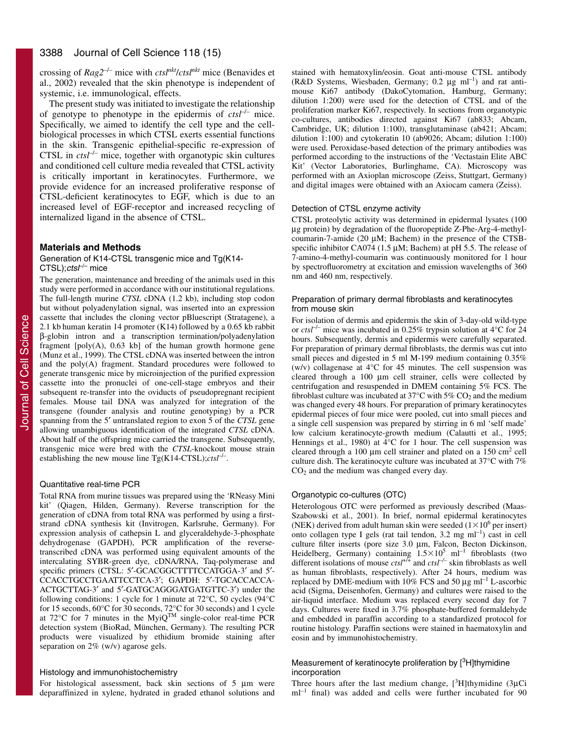crossing of $Rag2^{-/-}$ mice with $ctsl^{nkt}/ctsl^{nkt}$ mice (Benavides et al., 2002) revealed that the skin phenotype is independent of systemic, i.e. immunological, effects.

The present study was initiated to investigate the relationship of genotype to phenotype in the epidermis of $ctsl^{-/-}$ mice. Specifically, we aimed to identify the cell type and the cell-biological processes in which CTSL exerts essential functions in the skin. Transgenic epithelial-specific re-expression of CTSL in $ctsl^{-/-}$ mice, together with organotypic skin cultures and conditioned cell culture media revealed that CTSL activity is critically important in keratinocytes. Furthermore, we provide evidence for an increased proliferative response of CTSL-deficient keratinocytes to EGF, which is due to an increased level of EGF-receptor and increased recycling of internalized ligand in the absence of CTSL.

## Materials and Methods

### Generation of K14-CTSL transgenic mice and Tg(K14-CTSL);*ctsl*$^{-/-}$ mice

The generation, maintenance and breeding of the animals used in this study were performed in accordance with our institutional regulations. The full-length murine *CTSL* cDNA (1.2 kb), including stop codon but without polyadenylation signal, was inserted into an expression cassette that includes the cloning vector pBluescript (Stratagene), a 2.1 kb human keratin 14 promoter (K14) followed by a 0.65 kb rabbit β-globin intron and a transcription termination/polyadenylation fragment [poly(A), 0.63 kb] of the human growth hormone gene (Munz et al., 1999). The CTSL cDNA was inserted between the intron and the poly(A) fragment. Standard procedures were followed to generate transgenic mice by microinjection of the purified expression cassette into the pronuclei of one-cell-stage embryos and their subsequent re-transfer into the oviducts of pseudopregnant recipient females. Mouse tail DNA was analyzed for integration of the transgene (founder analysis and routine genotyping) by a PCR spanning from the 5′ untranslated region to exon 5 of the *CTSL* gene allowing unambiguous identification of the integrated *CTSL* cDNA. About half of the offspring mice carried the transgene. Subsequently, transgenic mice were bred with the *CTSL*-knockout mouse strain establishing the new mouse line Tg(K14-CTSL);*ctsl*$^{-/-}$.

### Quantitative real-time PCR

Total RNA from murine tissues was prepared using the 'RNeasy Mini kit' (Qiagen, Hilden, Germany). Reverse transcription for the generation of cDNA from total RNA was performed by using a first-strand cDNA synthesis kit (Invitrogen, Karlsruhe, Germany). For expression analysis of cathepsin L and glyceraldehyde-3-phosphate dehydrogenase (GAPDH), PCR amplification of the reverse-transcribed cDNA was performed using equivalent amounts of the intercalating SYBR-green dye, cDNA/RNA, Taq-polymerase and specific primers (CTSL: 5′-GCACGGCTTTTCCATGGA-3′ and 5′-CCACCTGCCTGAATTCCTCA-3′; GAPDH: 5′-TGCACCACCA-ACTGCTTAG-3′ and 5′-GATGCAGGGATGATGTTC-3′) under the following conditions: 1 cycle for 1 minute at 72°C, 50 cycles (94°C for 15 seconds, 60°C for 30 seconds, 72°C for 30 seconds) and 1 cycle at 72°C for 7 minutes in the MyiQ™ single-color real-time PCR detection system (BioRad, München, Germany). The resulting PCR products were visualized by ethidium bromide staining after separation on 2% (w/v) agarose gels.

### Histology and immunohistochemistry

For histological assessment, back skin sections of 5 μm were deparaffinized in xylene, hydrated in graded ethanol solutions and stained with hematoxylin/eosin. Goat anti-mouse CTSL antibody (R&D Systems, Wiesbaden, Germany; 0.2 μg ml$^{-1}$) and rat anti-mouse Ki67 antibody (DakoCytomation, Hamburg, Germany; dilution 1:200) were used for the detection of CTSL and of the proliferation marker Ki67, respectively. In sections from organotypic co-cultures, antibodies directed against Ki67 (ab833; Abcam, Cambridge, UK; dilution 1:100), transglutaminase (ab421; Abcam; dilution 1:100) and cytokeratin 10 (ab9026; Abcam; dilution 1:100) were used. Peroxidase-based detection of the primary antibodies was performed according to the instructions of the 'Vectastain Elite ABC Kit' (Vector Laboratories, Burlinghame, CA). Microscopy was performed with an Axioplan microscope (Zeiss, Stuttgart, Germany) and digital images were obtained with an Axiocam camera (Zeiss).

### Detection of CTSL enzyme activity

CTSL proteolytic activity was determined in epidermal lysates (100 μg protein) by degradation of the fluoropeptide Z-Phe-Arg-4-methyl-coumarin-7-amide (20 μM; Bachem) in the presence of the CTSB-specific inhibitor CA074 (1.5 μM; Bachem) at pH 5.5. The release of 7-amino-4-methyl-coumarin was continuously monitored for 1 hour by spectrofluorometry at excitation and emission wavelengths of 360 nm and 460 nm, respectively.

### Preparation of primary dermal fibroblasts and keratinocytes from mouse skin

For isolation of dermis and epidermis the skin of 3-day-old wild-type or $ctsl^{-/-}$ mice was incubated in 0.25% trypsin solution at 4°C for 24 hours. Subsequently, dermis and epidermis were carefully separated. For preparation of primary dermal fibroblasts, the dermis was cut into small pieces and digested in 5 ml M-199 medium containing 0.35% (w/v) collagenase at 4°C for 45 minutes. The cell suspension was cleared through a 100 μm cell strainer, cells were collected by centrifugation and resuspended in DMEM containing 5% FCS. The fibroblast culture was incubated at 37°C with 5% $CO_2$ and the medium was changed every 48 hours. For preparation of primary keratinocytes epidermal pieces of four mice were pooled, cut into small pieces and a single cell suspension was prepared by stirring in 6 ml 'self made' low calcium keratinocyte-growth medium (Calautti et al., 1995; Hennings et al., 1980) at 4°C for 1 hour. The cell suspension was cleared through a 100 μm cell strainer and plated on a 150 cm$^2$ cell culture dish. The keratinocyte culture was incubated at 37°C with 7% $CO_2$ and the medium was changed every day.

### Organotypic co-cultures (OTC)

Heterologous OTC were performed as previously described (Maas-Szabowski et al., 2001). In brief, normal epidermal keratinocytes (NEK) derived from adult human skin were seeded ($1\times10^6$ per insert) onto collagen type I gels (rat tail tendon, 3.2 mg ml$^{-1}$) cast in cell culture filter inserts (pore size 3.0 μm, Falcon, Becton Dickinson, Heidelberg, Germany) containing $1.5\times10^5$ ml$^{-1}$ fibroblasts (two different isolations of mouse $ctsl^{+/+}$ and $ctsl^{-/-}$ skin fibroblasts as well as human fibroblasts, respectively). After 24 hours, medium was replaced by DME-medium with 10% FCS and 50 μg ml$^{-1}$ L-ascorbic acid (Sigma, Deisenhofen, Germany) and cultures were raised to the air-liquid interface. Medium was replaced every second day for 7 days. Cultures were fixed in 3.7% phosphate-buffered formaldehyde and embedded in paraffin according to a standardized protocol for routine histology. Paraffin sections were stained in haematoxylin and eosin and by immunohistochemistry.

### Measurement of keratinocyte proliferation by [$^3$H]thymidine incorporation

Three hours after the last medium change, [$^3$H]thymidine (3μCi ml$^{-1}$ final) was added and cells were further incubated for 90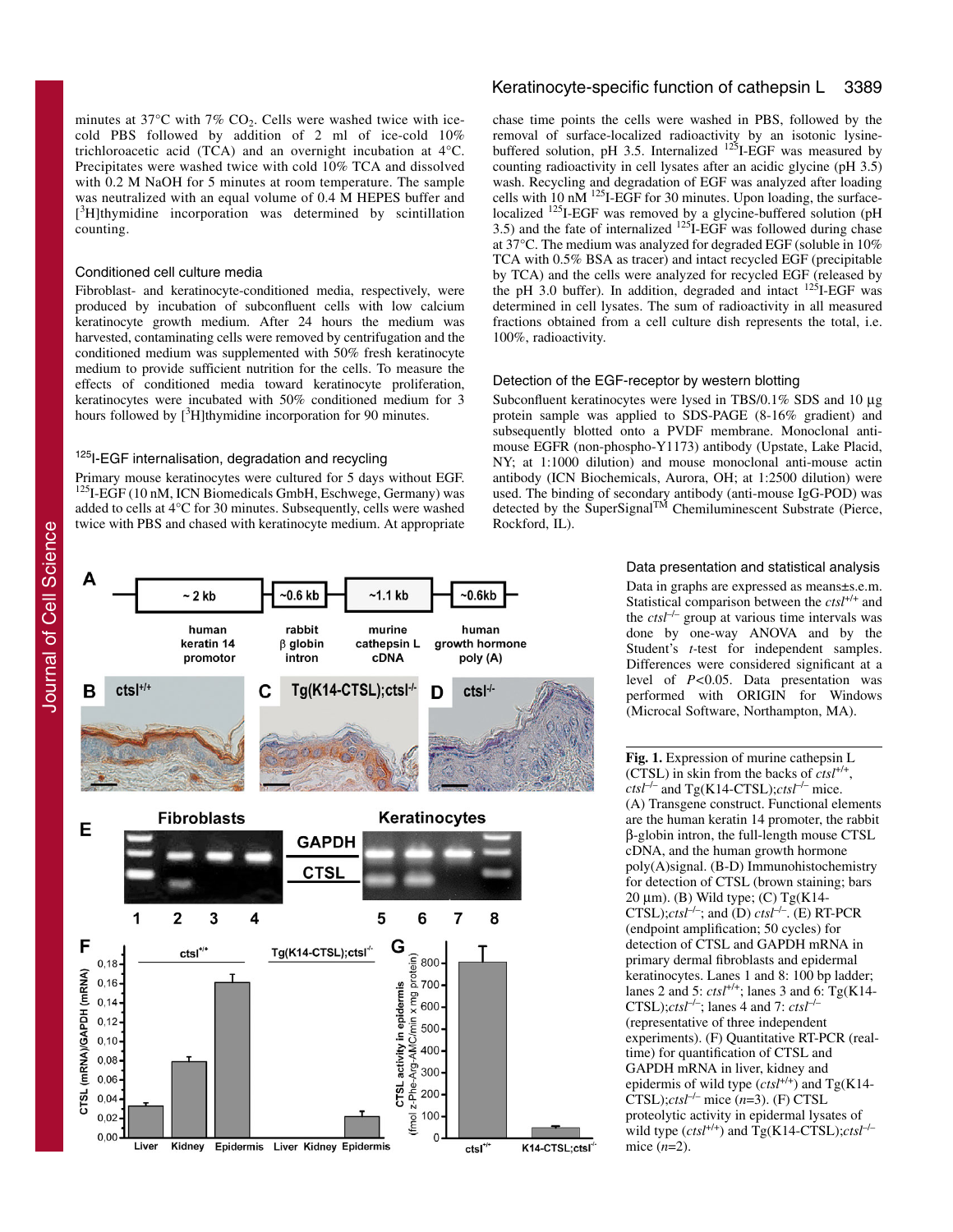minutes at 37°C with 7% $CO_2$. Cells were washed twice with ice-cold PBS followed by addition of 2 ml of ice-cold 10% trichloroacetic acid (TCA) and an overnight incubation at 4°C. Precipitates were washed twice with cold 10% TCA and dissolved with 0.2 M NaOH for 5 minutes at room temperature. The sample was neutralized with an equal volume of 0.4 M HEPES buffer and [$^3$H]thymidine incorporation was determined by scintillation counting.

### Conditioned cell culture media

Fibroblast- and keratinocyte-conditioned media, respectively, were produced by incubation of subconfluent cells with low calcium keratinocyte growth medium. After 24 hours the medium was harvested, contaminating cells were removed by centrifugation and the conditioned medium was supplemented with 50% fresh keratinocyte medium to provide sufficient nutrition for the cells. To measure the effects of conditioned media toward keratinocyte proliferation, keratinocytes were incubated with 50% conditioned medium for 3 hours followed by [$^3$H]thymidine incorporation for 90 minutes.

### $^{125}$I-EGF internalisation, degradation and recycling

Primary mouse keratinocytes were cultured for 5 days without EGF. $^{125}$I-EGF (10 nM, ICN Biomedicals GmbH, Eschwege, Germany) was added to cells at 4°C for 30 minutes. Subsequently, cells were washed twice with PBS and chased with keratinocyte medium. At appropriate chase time points the cells were washed in PBS, followed by the removal of surface-localized radioactivity by an isotonic lysine-buffered solution, pH 3.5. Internalized $^{125}$I-EGF was measured by counting radioactivity in cell lysates after an acidic glycine (pH 3.5) wash. Recycling and degradation of EGF was analyzed after loading cells with 10 nM $^{125}$I-EGF for 30 minutes. Upon loading, the surface-localized $^{125}$I-EGF was removed by a glycine-buffered solution (pH 3.5) and the fate of internalized $^{125}$I-EGF was followed during chase at 37°C. The medium was analyzed for degraded EGF (soluble in 10% TCA with 0.5% BSA as tracer) and intact recycled EGF (precipitable by TCA) and the cells were analyzed for recycled EGF (released by the pH 3.0 buffer). In addition, degraded and intact $^{125}$I-EGF was determined in cell lysates. The sum of radioactivity in all measured fractions obtained from a cell culture dish represents the total, i.e. 100%, radioactivity.

### Detection of the EGF-receptor by western blotting

Subconfluent keratinocytes were lysed in TBS/0.1% SDS and 10 µg protein sample was applied to SDS-PAGE (8-16% gradient) and subsequently blotted onto a PVDF membrane. Monoclonal anti-mouse EGFR (non-phospho-Y1173) antibody (Upstate, Lake Placid, NY; at 1:1000 dilution) and mouse monoclonal anti-mouse actin antibody (ICN Biochemicals, Aurora, OH; at 1:2500 dilution) were used. The binding of secondary antibody (anti-mouse IgG-POD) was detected by the SuperSignal™ Chemiluminescent Substrate (Pierce, Rockford, IL).

### Data presentation and statistical analysis

Data in graphs are expressed as means±s.e.m. Statistical comparison between the *ctsl*$^{+/+}$ and the *ctsl*$^{-/-}$ group at various time intervals was done by one-way ANOVA and by the Student's *t*-test for independent samples. Differences were considered significant at a level of $P<0.05$. Data presentation was performed with ORIGIN for Windows (Microcal Software, Northampton, MA).

**Fig. 1.** Expression of murine cathepsin L (CTSL) in skin from the backs of *ctsl*$^{+/+}$, *ctsl*$^{-/-}$ and Tg(K14-CTSL);*ctsl*$^{-/-}$ mice. (A) Transgene construct. Functional elements are the human keratin 14 promoter, the rabbit β-globin intron, the full-length mouse CTSL cDNA, and the human growth hormone poly(A)signal. (B-D) Immunohistochemistry for detection of CTSL (brown staining; bars 20 µm). (B) Wild type; (C) Tg(K14-CTSL);*ctsl*$^{-/-}$; and (D) *ctsl*$^{-/-}$. (E) RT-PCR (endpoint amplification; 50 cycles) for detection of CTSL and GAPDH mRNA in primary dermal fibroblasts and epidermal keratinocytes. Lanes 1 and 8: 100 bp ladder; lanes 2 and 5: *ctsl*$^{+/+}$; lanes 3 and 6: Tg(K14-CTSL);*ctsl*$^{-/-}$; lanes 4 and 7: *ctsl*$^{-/-}$ (representative of three independent experiments). (F) Quantitative RT-PCR (real-time) for quantification of CTSL and GAPDH mRNA in liver, kidney and epidermis of wild type (*ctsl*$^{+/+}$) and Tg(K14-CTSL);*ctsl*$^{-/-}$ mice ($n$=3). (F) CTSL proteolytic activity in epidermal lysates of wild type (*ctsl*$^{+/+}$) and Tg(K14-CTSL);*ctsl*$^{-/-}$ mice ($n$=2).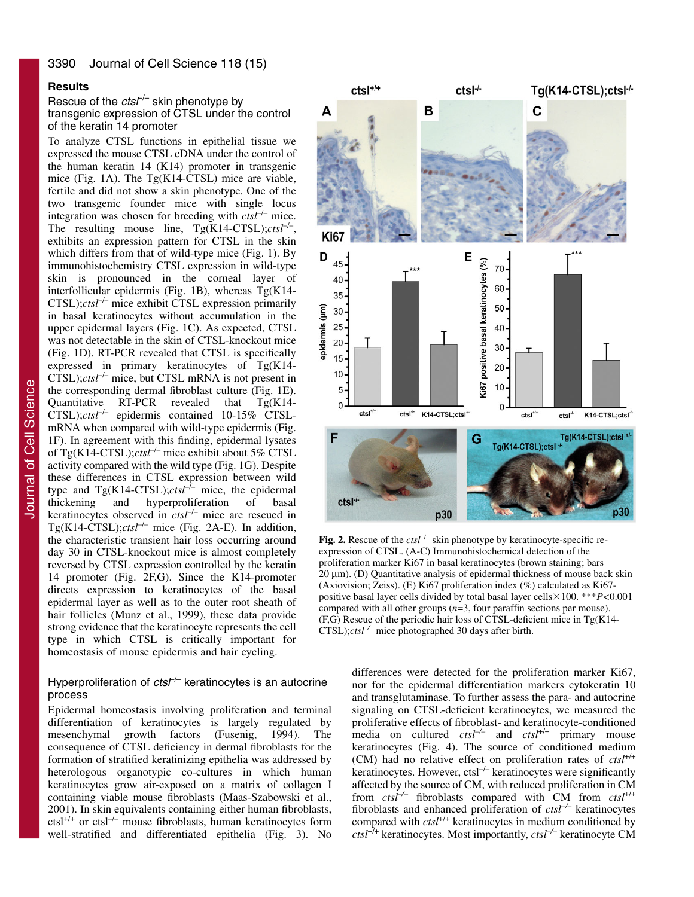## Results

### Rescue of the *ctsl*$^{-/-}$ skin phenotype by transgenic expression of CTSL under the control of the keratin 14 promoter

To analyze CTSL functions in epithelial tissue we expressed the mouse CTSL cDNA under the control of the human keratin 14 (K14) promoter in transgenic mice (Fig. 1A). The Tg(K14-CTSL) mice are viable, fertile and did not show a skin phenotype. One of the two transgenic founder mice with single locus integration was chosen for breeding with *ctsl*$^{-/-}$ mice. The resulting mouse line, Tg(K14-CTSL);*ctsl*$^{-/-}$, exhibits an expression pattern for CTSL in the skin which differs from that of wild-type mice (Fig. 1). By immunohistochemistry CTSL expression in wild-type skin is pronounced in the corneal layer of interfollicular epidermis (Fig. 1B), whereas Tg(K14-CTSL);*ctsl*$^{-/-}$ mice exhibit CTSL expression primarily in basal keratinocytes without accumulation in the upper epidermal layers (Fig. 1C). As expected, CTSL was not detectable in the skin of CTSL-knockout mice (Fig. 1D). RT-PCR revealed that CTSL is specifically expressed in primary keratinocytes of Tg(K14-CTSL);*ctsl*$^{-/-}$ mice, but CTSL mRNA is not present in the corresponding dermal fibroblast culture (Fig. 1E). Quantitative RT-PCR revealed that Tg(K14-CTSL);*ctsl*$^{-/-}$ epidermis contained 10-15% CTSL-mRNA when compared with wild-type epidermis (Fig. 1F). In agreement with this finding, epidermal lysates of Tg(K14-CTSL);*ctsl*$^{-/-}$ mice exhibit about 5% CTSL activity compared with the wild type (Fig. 1G). Despite these differences in CTSL expression between wild type and Tg(K14-CTSL);*ctsl*$^{-/-}$ mice, the epidermal thickening and hyperproliferation of basal keratinocytes observed in *ctsl*$^{-/-}$ mice are rescued in Tg(K14-CTSL);*ctsl*$^{-/-}$ mice (Fig. 2A-E). In addition, the characteristic transient hair loss occurring around day 30 in CTSL-knockout mice is almost completely reversed by CTSL expression controlled by the keratin 14 promoter (Fig. 2F,G). Since the K14-promoter directs expression to keratinocytes of the basal epidermal layer as well as to the outer root sheath of hair follicles (Munz et al., 1999), these data provide strong evidence that the keratinocyte represents the cell type in which CTSL is critically important for homeostasis of mouse epidermis and hair cycling.

**Fig. 2.** Rescue of the *ctsl*$^{-/-}$ skin phenotype by keratinocyte-specific re-expression of CTSL. (A-C) Immunohistochemical detection of the proliferation marker Ki67 in basal keratinocytes (brown staining; bars 20 μm). (D) Quantitative analysis of epidermal thickness of mouse back skin (Axiovision; Zeiss). (E) Ki67 proliferation index (%) calculated as Ki67-positive basal layer cells divided by total basal layer cells×100. \*\*\**P*<0.001 compared with all other groups (*n*=3, four paraffin sections per mouse). (F,G) Rescue of the periodic hair loss of CTSL-deficient mice in Tg(K14-CTSL);*ctsl*$^{-/-}$ mice photographed 30 days after birth.

### Hyperproliferation of *ctsl*$^{-/-}$ keratinocytes is an autocrine process

Epidermal homeostasis involving proliferation and terminal differentiation of keratinocytes is largely regulated by mesenchymal growth factors (Fusenig, 1994). The consequence of CTSL deficiency in dermal fibroblasts for the formation of stratified keratinizing epithelia was addressed by heterologous organotypic co-cultures in which human keratinocytes grow air-exposed on a matrix of collagen I containing viable mouse fibroblasts (Maas-Szabowski et al., 2001). In skin equivalents containing either human fibroblasts, ctsl$^{+/+}$ or ctsl$^{-/-}$ mouse fibroblasts, human keratinocytes form well-stratified and differentiated epithelia (Fig. 3). No differences were detected for the proliferation marker Ki67, nor for the epidermal differentiation markers cytokeratin 10 and transglutaminase. To further assess the para- and autocrine signaling on CTSL-deficient keratinocytes, we measured the proliferative effects of fibroblast- and keratinocyte-conditioned media on cultured *ctsl*$^{-/-}$ and *ctsl*$^{+/+}$ primary mouse keratinocytes (Fig. 4). The source of conditioned medium (CM) had no relative effect on proliferation rates of *ctsl*$^{+/+}$ keratinocytes. However, ctsl$^{-/-}$ keratinocytes were significantly affected by the source of CM, with reduced proliferation in CM from *ctsl*$^{-/-}$ fibroblasts compared with CM from *ctsl*$^{+/+}$ fibroblasts and enhanced proliferation of *ctsl*$^{-/-}$ keratinocytes compared with *ctsl*$^{+/+}$ keratinocytes in medium conditioned by *ctsl*$^{+/+}$ keratinocytes. Most importantly, *ctsl*$^{-/-}$ keratinocyte CM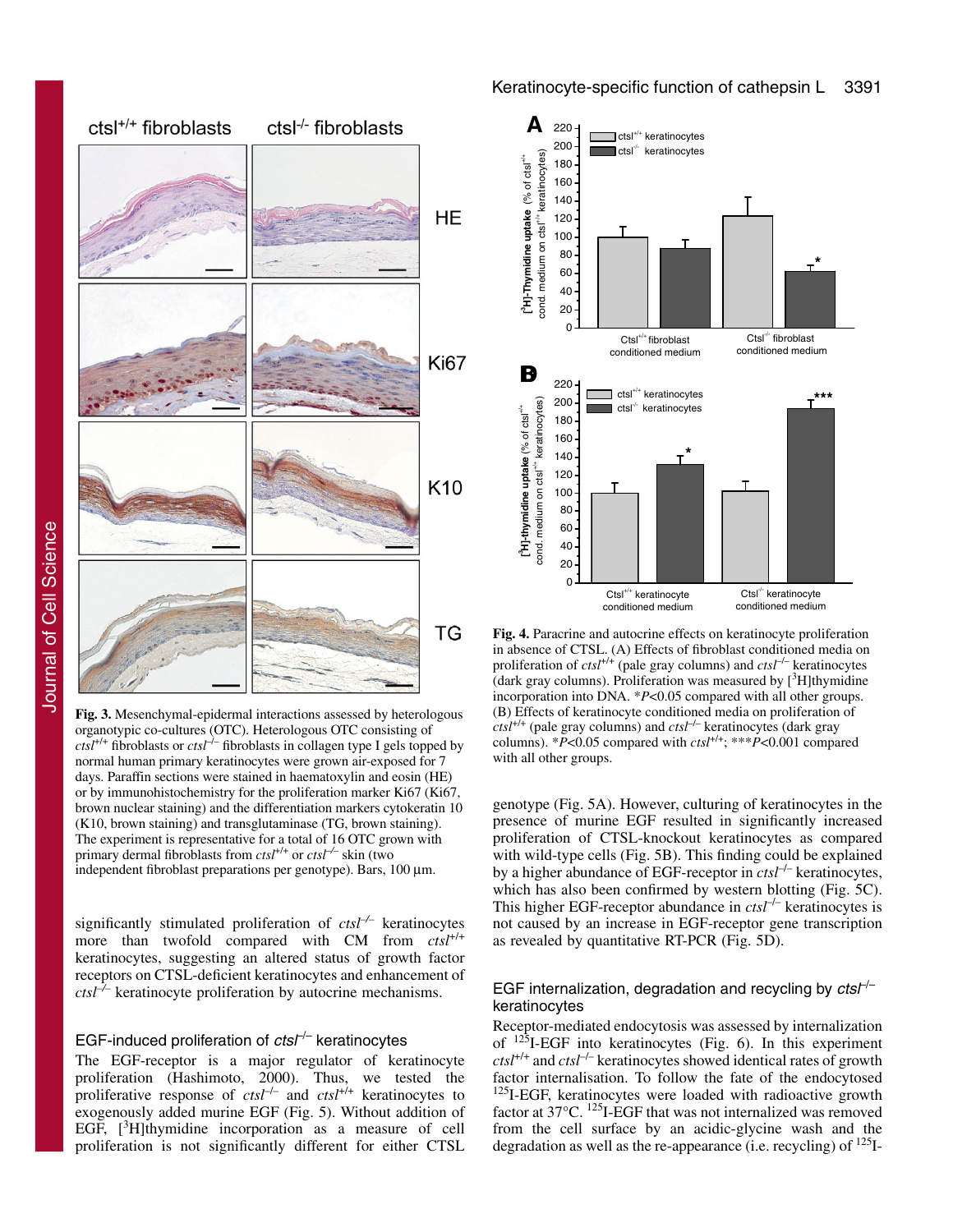**Fig. 3.** Mesenchymal-epidermal interactions assessed by heterologous organotypic co-cultures (OTC). Heterologous OTC consisting of *ctsl*$^{+/+}$ fibroblasts or *ctsl*$^{-/-}$ fibroblasts in collagen type I gels topped by normal human primary keratinocytes were grown air-exposed for 7 days. Paraffin sections were stained in haematoxylin and eosin (HE) or by immunohistochemistry for the proliferation marker Ki67 (Ki67, brown nuclear staining) and the differentiation markers cytokeratin 10 (K10, brown staining) and transglutaminase (TG, brown staining). The experiment is representative for a total of 16 OTC grown with primary dermal fibroblasts from *ctsl*$^{+/+}$ or *ctsl*$^{-/-}$ skin (two independent fibroblast preparations per genotype). Bars, 100 µm.

significantly stimulated proliferation of *ctsl*$^{-/-}$ keratinocytes more than twofold compared with CM from *ctsl*$^{+/+}$ keratinocytes, suggesting an altered status of growth factor receptors on CTSL-deficient keratinocytes and enhancement of *ctsl*$^{-/-}$ keratinocyte proliferation by autocrine mechanisms.

### EGF-induced proliferation of *ctsl*$^{-/-}$ keratinocytes

The EGF-receptor is a major regulator of keratinocyte proliferation (Hashimoto, 2000). Thus, we tested the proliferative response of *ctsl*$^{-/-}$ and *ctsl*$^{+/+}$ keratinocytes to exogenously added murine EGF (Fig. 5). Without addition of EGF, [$^{3}$H]thymidine incorporation as a measure of cell proliferation is not significantly different for either CTSL

**Fig. 4.** Paracrine and autocrine effects on keratinocyte proliferation in absence of CTSL. (A) Effects of fibroblast conditioned media on proliferation of *ctsl*$^{+/+}$ (pale gray columns) and *ctsl*$^{-/-}$ keratinocytes (dark gray columns). Proliferation was measured by [$^{3}$H]thymidine incorporation into DNA. \*$P$<0.05 compared with all other groups. (B) Effects of keratinocyte conditioned media on proliferation of *ctsl*$^{+/+}$ (pale gray columns) and *ctsl*$^{-/-}$ keratinocytes (dark gray columns). \*$P$<0.05 compared with *ctsl*$^{+/+}$; \*\*\*$P$<0.001 compared with all other groups.

genotype (Fig. 5A). However, culturing of keratinocytes in the presence of murine EGF resulted in significantly increased proliferation of CTSL-knockout keratinocytes as compared with wild-type cells (Fig. 5B). This finding could be explained by a higher abundance of EGF-receptor in *ctsl*$^{-/-}$ keratinocytes, which has also been confirmed by western blotting (Fig. 5C). This higher EGF-receptor abundance in *ctsl*$^{-/-}$ keratinocytes is not caused by an increase in EGF-receptor gene transcription as revealed by quantitative RT-PCR (Fig. 5D).

### EGF internalization, degradation and recycling by *ctsl*$^{-/-}$ keratinocytes

Receptor-mediated endocytosis was assessed by internalization of $^{125}$I-EGF into keratinocytes (Fig. 6). In this experiment *ctsl*$^{+/+}$ and *ctsl*$^{-/-}$ keratinocytes showed identical rates of growth factor internalisation. To follow the fate of the endocytosed $^{125}$I-EGF, keratinocytes were loaded with radioactive growth factor at 37°C. $^{125}$I-EGF that was not internalized was removed from the cell surface by an acidic-glycine wash and the degradation as well as the re-appearance (i.e. recycling) of $^{125}$I-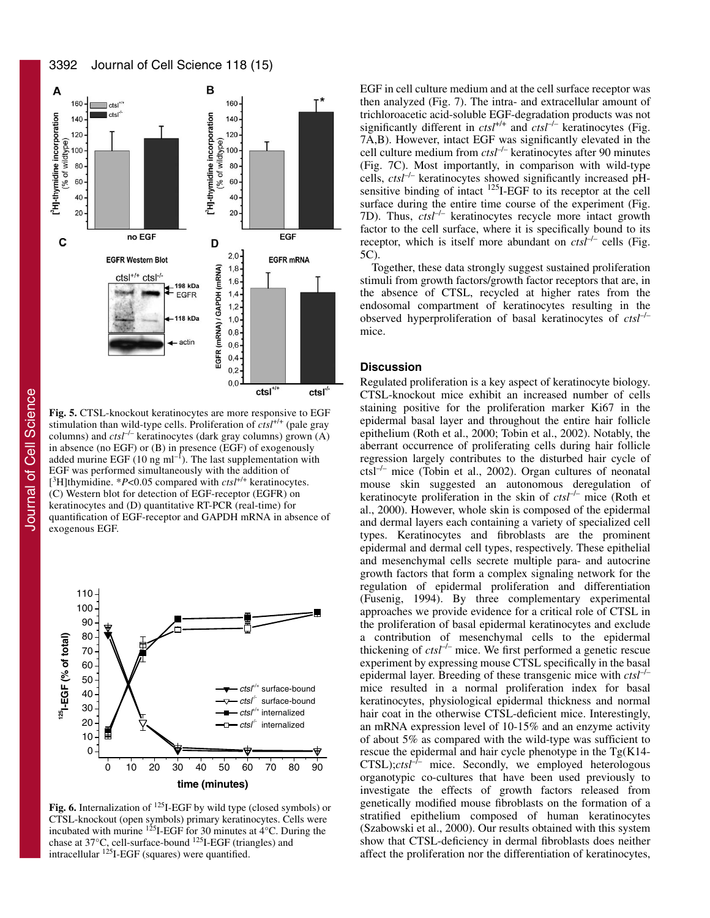Fig. 5. CTSL-knockout keratinocytes are more responsive to EGF stimulation than wild-type cells. Proliferation of *ctsl*$^{+/+}$ (pale gray columns) and *ctsl*$^{-/-}$ keratinocytes (dark gray columns) grown (A) in absence (no EGF) or (B) in presence (EGF) of exogenously added murine EGF (10 ng ml$^{-1}$). The last supplementation with EGF was performed simultaneously with the addition of [$^3$H]thymidine. \*$P$<0.05 compared with *ctsl*$^{+/+}$ keratinocytes. (C) Western blot for detection of EGF-receptor (EGFR) on keratinocytes and (D) quantitative RT-PCR (real-time) for quantification of EGF-receptor and GAPDH mRNA in absence of exogenous EGF.

Fig. 6. Internalization of $^{125}$I-EGF by wild type (closed symbols) or CTSL-knockout (open symbols) primary keratinocytes. Cells were incubated with murine $^{125}$I-EGF for 30 minutes at 4°C. During the chase at 37°C, cell-surface-bound $^{125}$I-EGF (triangles) and intracellular $^{125}$I-EGF (squares) were quantified.

EGF in cell culture medium and at the cell surface receptor was then analyzed (Fig. 7). The intra- and extracellular amount of trichloroacetic acid-soluble EGF-degradation products was not significantly different in *ctsl*$^{+/+}$ and *ctsl*$^{-/-}$ keratinocytes (Fig. 7A,B). However, intact EGF was significantly elevated in the cell culture medium from *ctsl*$^{-/-}$ keratinocytes after 90 minutes (Fig. 7C). Most importantly, in comparison with wild-type cells, *ctsl*$^{-/-}$ keratinocytes showed significantly increased pH-sensitive binding of intact $^{125}$I-EGF to its receptor at the cell surface during the entire time course of the experiment (Fig. 7D). Thus, *ctsl*$^{-/-}$ keratinocytes recycle more intact growth factor to the cell surface, where it is specifically bound to its receptor, which is itself more abundant on *ctsl*$^{-/-}$ cells (Fig. 5C).

Together, these data strongly suggest sustained proliferation stimuli from growth factors/growth factor receptors that are, in the absence of CTSL, recycled at higher rates from the endosomal compartment of keratinocytes resulting in the observed hyperproliferation of basal keratinocytes of *ctsl*$^{-/-}$ mice.

## Discussion

Regulated proliferation is a key aspect of keratinocyte biology. CTSL-knockout mice exhibit an increased number of cells staining positive for the proliferation marker Ki67 in the epidermal basal layer and throughout the entire hair follicle epithelium (Roth et al., 2000; Tobin et al., 2002). Notably, the aberrant occurrence of proliferating cells during hair follicle regression largely contributes to the disturbed hair cycle of ctsl$^{-/-}$ mice (Tobin et al., 2002). Organ cultures of neonatal mouse skin suggested an autonomous deregulation of keratinocyte proliferation in the skin of *ctsl*$^{-/-}$ mice (Roth et al., 2000). However, whole skin is composed of the epidermal and dermal layers each containing a variety of specialized cell types. Keratinocytes and fibroblasts are the prominent epidermal and dermal cell types, respectively. These epithelial and mesenchymal cells secrete multiple para- and autocrine growth factors that form a complex signaling network for the regulation of epidermal proliferation and differentiation (Fusenig, 1994). By three complementary experimental approaches we provide evidence for a critical role of CTSL in the proliferation of basal epidermal keratinocytes and exclude a contribution of mesenchymal cells to the epidermal thickening of *ctsl*$^{-/-}$ mice. We first performed a genetic rescue experiment by expressing mouse CTSL specifically in the basal epidermal layer. Breeding of these transgenic mice with *ctsl*$^{-/-}$ mice resulted in a normal proliferation index for basal keratinocytes, physiological epidermal thickness and normal hair coat in the otherwise CTSL-deficient mice. Interestingly, an mRNA expression level of 10-15% and an enzyme activity of about 5% as compared with the wild-type was sufficient to rescue the epidermal and hair cycle phenotype in the Tg(K14-CTSL);*ctsl*$^{-/-}$ mice. Secondly, we employed heterologous organotypic co-cultures that have been used previously to investigate the effects of growth factors released from genetically modified mouse fibroblasts on the formation of a stratified epithelium composed of human keratinocytes (Szabowski et al., 2000). Our results obtained with this system show that CTSL-deficiency in dermal fibroblasts does neither affect the proliferation nor the differentiation of keratinocytes,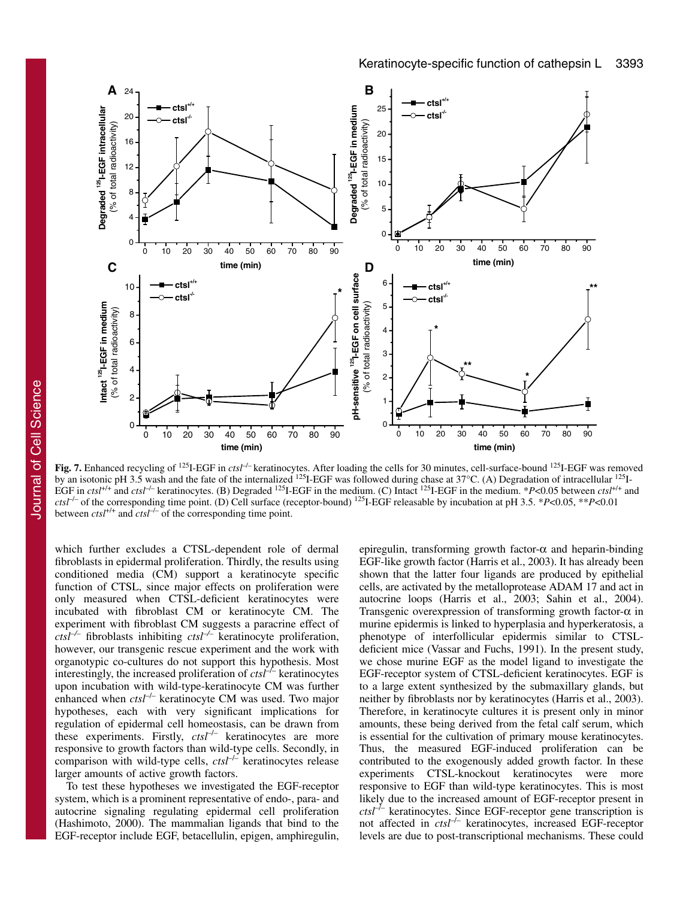**Fig. 7.** Enhanced recycling of $^{125}$I-EGF in *ctsl*$^{-/-}$ keratinocytes. After loading the cells for 30 minutes, cell-surface-bound $^{125}$I-EGF was removed by an isotonic pH 3.5 wash and the fate of the internalized $^{125}$I-EGF was followed during chase at 37°C. (A) Degradation of intracellular $^{125}$I-EGF in *ctsl*$^{+/+}$ and *ctsl*$^{-/-}$ keratinocytes. (B) Degraded $^{125}$I-EGF in the medium. (C) Intact $^{125}$I-EGF in the medium. \*$P<0.05$ between *ctsl*$^{+/+}$ and *ctsl*$^{-/-}$ of the corresponding time point. (D) Cell surface (receptor-bound) $^{125}$I-EGF releasable by incubation at pH 3.5. \*$P<0.05$, \*\*$P<0.01$ between *ctsl*$^{+/+}$ and *ctsl*$^{-/-}$ of the corresponding time point.

which further excludes a CTSL-dependent role of dermal fibroblasts in epidermal proliferation. Thirdly, the results using conditioned media (CM) support a keratinocyte specific function of CTSL, since major effects on proliferation were only measured when CTSL-deficient keratinocytes were incubated with fibroblast CM or keratinocyte CM. The experiment with fibroblast CM suggests a paracrine effect of *ctsl*$^{-/-}$ fibroblasts inhibiting *ctsl*$^{-/-}$ keratinocyte proliferation, however, our transgenic rescue experiment and the work with organotypic co-cultures do not support this hypothesis. Most interestingly, the increased proliferation of *ctsl*$^{-/-}$ keratinocytes upon incubation with wild-type-keratinocyte CM was further enhanced when *ctsl*$^{-/-}$ keratinocyte CM was used. Two major hypotheses, each with very significant implications for regulation of epidermal cell homeostasis, can be drawn from these experiments. Firstly, *ctsl*$^{-/-}$ keratinocytes are more responsive to growth factors than wild-type cells. Secondly, in comparison with wild-type cells, *ctsl*$^{-/-}$ keratinocytes release larger amounts of active growth factors.

To test these hypotheses we investigated the EGF-receptor system, which is a prominent representative of endo-, para- and autocrine signaling regulating epidermal cell proliferation (Hashimoto, 2000). The mammalian ligands that bind to the EGF-receptor include EGF, betacellulin, epigen, amphiregulin, epiregulin, transforming growth factor-α and heparin-binding EGF-like growth factor (Harris et al., 2003). It has already been shown that the latter four ligands are produced by epithelial cells, are activated by the metalloprotease ADAM 17 and act in autocrine loops (Harris et al., 2003; Sahin et al., 2004). Transgenic overexpression of transforming growth factor-α in murine epidermis is linked to hyperplasia and hyperkeratosis, a phenotype of interfollicular epidermis similar to CTSL-deficient mice (Vassar and Fuchs, 1991). In the present study, we chose murine EGF as the model ligand to investigate the EGF-receptor system of CTSL-deficient keratinocytes. EGF is to a large extent synthesized by the submaxillary glands, but neither by fibroblasts nor by keratinocytes (Harris et al., 2003). Therefore, in keratinocyte cultures it is present only in minor amounts, these being derived from the fetal calf serum, which is essential for the cultivation of primary mouse keratinocytes. Thus, the measured EGF-induced proliferation can be contributed to the exogenously added growth factor. In these experiments CTSL-knockout keratinocytes were more responsive to EGF than wild-type keratinocytes. This is most likely due to the increased amount of EGF-receptor present in *ctsl*$^{-/-}$ keratinocytes. Since EGF-receptor gene transcription is not affected in *ctsl*$^{-/-}$ keratinocytes, increased EGF-receptor levels are due to post-transcriptional mechanisms. These could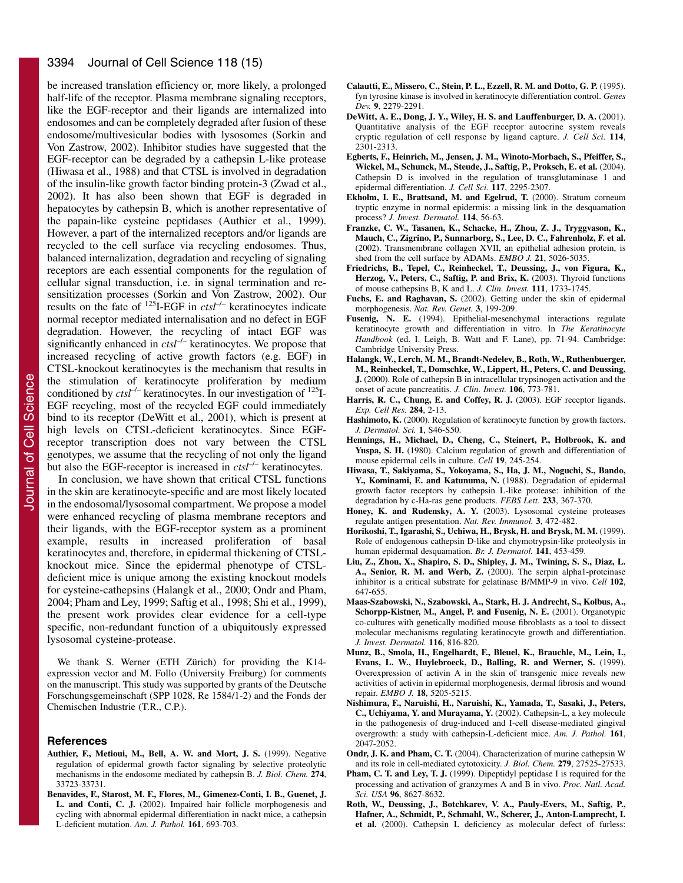be increased translation efficiency or, more likely, a prolonged half-life of the receptor. Plasma membrane signaling receptors, like the EGF-receptor and their ligands are internalized into endosomes and can be completely degraded after fusion of these endosome/multivesicular bodies with lysosomes (Sorkin and Von Zastrow, 2002). Inhibitor studies have suggested that the EGF-receptor can be degraded by a cathepsin L-like protease (Hiwasa et al., 1988) and that CTSL is involved in degradation of the insulin-like growth factor binding protein-3 (Zwad et al., 2002). It has also been shown that EGF is degraded in hepatocytes by cathepsin B, which is another representative of the papain-like cysteine peptidases (Authier et al., 1999). However, a part of the internalized receptors and/or ligands are recycled to the cell surface via recycling endosomes. Thus, balanced internalization, degradation and recycling of signaling receptors are each essential components for the regulation of cellular signal transduction, i.e. in signal termination and re-sensitization processes (Sorkin and Von Zastrow, 2002). Our results on the fate of $^{125}$I-EGF in *ctsl*$^{-/-}$ keratinocytes indicate normal receptor mediated internalisation and no defect in EGF degradation. However, the recycling of intact EGF was significantly enhanced in *ctsl*$^{-/-}$ keratinocytes. We propose that increased recycling of active growth factors (e.g. EGF) in CTSL-knockout keratinocytes is the mechanism that results in the stimulation of keratinocyte proliferation by medium conditioned by *ctsl*$^{-/-}$ keratinocytes. In our investigation of $^{125}$I-EGF recycling, most of the recycled EGF could immediately bind to its receptor (DeWitt et al., 2001), which is present at high levels on CTSL-deficient keratinocytes. Since EGF-receptor transcription does not vary between the CTSL genotypes, we assume that the recycling of not only the ligand but also the EGF-receptor is increased in *ctsl*$^{-/-}$ keratinocytes.

In conclusion, we have shown that critical CTSL functions in the skin are keratinocyte-specific and are most likely located in the endosomal/lysosomal compartment. We propose a model were enhanced recycling of plasma membrane receptors and their ligands, with the EGF-receptor system as a prominent example, results in increased proliferation of basal keratinocytes and, therefore, in epidermal thickening of CTSL-knockout mice. Since the epidermal phenotype of CTSL-deficient mice is unique among the existing knockout models for cysteine-cathepsins (Halangk et al., 2000; Ondr and Pham, 2004; Pham and Ley, 1999; Saftig et al., 1998; Shi et al., 1999), the present work provides clear evidence for a cell-type specific, non-redundant function of a ubiquitously expressed lysosomal cysteine-protease.

We thank S. Werner (ETH Zürich) for providing the K14-expression vector and M. Follo (University Freiburg) for comments on the manuscript. This study was supported by grants of the Deutsche Forschungsgemeinschaft (SPP 1028, Re 1584/1-2) and the Fonds der Chemischen Industrie (T.R., C.P.).

## References

**Authier, F., Metioui, M., Bell, A. W. and Mort, J. S.** (1999). Negative regulation of epidermal growth factor signaling by selective proteolytic mechanisms in the endosome mediated by cathepsin B. *J. Biol. Chem.* **274**, 33723-33731.

**Benavides, F., Starost, M. F., Flores, M., Gimenez-Conti, I. B., Guenet, J. L. and Conti, C. J.** (2002). Impaired hair follicle morphogenesis and cycling with abnormal epidermal differentiation in nackt mice, a cathepsin L-deficient mutation. *Am. J. Pathol.* **161**, 693-703.

**Calautti, E., Missero, C., Stein, P. L., Ezzell, R. M. and Dotto, G. P.** (1995). fyn tyrosine kinase is involved in keratinocyte differentiation control. *Genes Dev.* **9**, 2279-2291.

**DeWitt, A. E., Dong, J. Y., Wiley, H. S. and Lauffenburger, D. A.** (2001). Quantitative analysis of the EGF receptor autocrine system reveals cryptic regulation of cell response by ligand capture. *J. Cell Sci.* **114**, 2301-2313.

**Egberts, F., Heinrich, M., Jensen, J. M., Winoto-Morbach, S., Pfeiffer, S., Wickel, M., Schunck, M., Steude, J., Saftig, P., Proksch, E. et al.** (2004). Cathepsin D is involved in the regulation of transglutaminase 1 and epidermal differentiation. *J. Cell Sci.* **117**, 2295-2307.

**Ekholm, I. E., Brattsand, M. and Egelrud, T.** (2000). Stratum corneum tryptic enzyme in normal epidermis: a missing link in the desquamation process? *J. Invest. Dermatol.* **114**, 56-63.

**Franzke, C. W., Tasanen, K., Schacke, H., Zhou, Z. J., Tryggvason, K., Mauch, C., Zigrino, P., Sunnarborg, S., Lee, D. C., Fahrenholz, F. et al.** (2002). Transmembrane collagen XVII, an epithelial adhesion protein, is shed from the cell surface by ADAMs. *EMBO J.* **21**, 5026-5035.

**Friedrichs, B., Tepel, C., Reinheckel, T., Deussing, J., von Figura, K., Herzog, V., Peters, C., Saftig, P. and Brix, K.** (2003). Thyroid functions of mouse cathepsins B, K and L. *J. Clin. Invest.* **111**, 1733-1745.

**Fuchs, E. and Raghavan, S.** (2002). Getting under the skin of epidermal morphogenesis. *Nat. Rev. Genet.* **3**, 199-209.

**Fusenig, N. E.** (1994). Epithelial-mesenchymal interactions regulate keratinocyte growth and differentiation in vitro. In *The Keratinocyte Handbook* (ed. I. Leigh, B. Watt and F. Lane), pp. 71-94. Cambridge: Cambridge University Press.

**Halangk, W., Lerch, M. M., Brandt-Nedelev, B., Roth, W., Ruthenbuerger, M., Reinheckel, T., Domschke, W., Lippert, H., Peters, C. and Deussing, J.** (2000). Role of cathepsin B in intracellular trypsinogen activation and the onset of acute pancreatitis. *J. Clin. Invest.* **106**, 773-781.

**Harris, R. C., Chung, E. and Coffey, R. J.** (2003). EGF receptor ligands. *Exp. Cell Res.* **284**, 2-13.

**Hashimoto, K.** (2000). Regulation of keratinocyte function by growth factors. *J. Dermatol. Sci.* **1**, S46-S50.

**Hennings, H., Michael, D., Cheng, C., Steinert, P., Holbrook, K. and Yuspa, S. H.** (1980). Calcium regulation of growth and differentiation of mouse epidermal cells in culture. *Cell* **19**, 245-254.

**Hiwasa, T., Sakiyama, S., Yokoyama, S., Ha, J. M., Noguchi, S., Bando, Y., Kominami, E. and Katunuma, N.** (1988). Degradation of epidermal growth factor receptors by cathepsin L-like protease: inhibition of the degradation by c-Ha-ras gene products. *FEBS Lett.* **233**, 367-370.

**Honey, K. and Rudensky, A. Y.** (2003). Lysosomal cysteine proteases regulate antigen presentation. *Nat. Rev. Immunol.* **3**, 472-482.

**Horikoshi, T., Igarashi, S., Uchiwa, H., Brysk, H. and Brysk, M. M.** (1999). Role of endogenous cathepsin D-like and chymotrypsin-like proteolysis in human epidermal desquamation. *Br. J. Dermatol.* **141**, 453-459.

**Liu, Z., Zhou, X., Shapiro, S. D., Shipley, J. M., Twining, S. S., Diaz, L. A., Senior, R. M. and Werb, Z.** (2000). The serpin alpha1-proteinase inhibitor is a critical substrate for gelatinase B/MMP-9 in vivo. *Cell* **102**, 647-655.

**Maas-Szabowski, N., Szabowski, A., Stark, H. J. Andrecht, S., Kolbus, A., Schorpp-Kistner, M., Angel, P. and Fusenig, N. E.** (2001). Organotypic co-cultures with genetically modified mouse fibroblasts as a tool to dissect molecular mechanisms regulating keratinocyte growth and differentiation. *J. Invest. Dermatol.* **116**, 816-820.

**Munz, B., Smola, H., Engelhardt, F., Bleuel, K., Brauchle, M., Lein, I., Evans, L. W., Huylebroeck, D., Balling, R. and Werner, S.** (1999). Overexpression of activin A in the skin of transgenic mice reveals new activities of activin in epidermal morphogenesis, dermal fibrosis and wound repair. *EMBO J.* **18**, 5205-5215.

**Nishimura, F., Naruishi, H., Naruishi, K., Yamada, T., Sasaki, J., Peters, C., Uchiyama, Y. and Murayama, Y.** (2002). Cathepsin-L, a key molecule in the pathogenesis of drug-induced and I-cell disease-mediated gingival overgrowth: a study with cathepsin-L-deficient mice. *Am. J. Pathol.* **161**, 2047-2052.

**Ondr, J. K. and Pham, C. T.** (2004). Characterization of murine cathepsin W and its role in cell-mediated cytotoxicity. *J. Biol. Chem.* **279**, 27525-27533.

**Pham, C. T. and Ley, T. J.** (1999). Dipeptidyl peptidase I is required for the processing and activation of granzymes A and B in vivo. *Proc. Natl. Acad. Sci. USA* **96**, 8627-8632.

**Roth, W., Deussing, J., Botchkarev, V. A., Pauly-Evers, M., Saftig, P., Hafner, A., Schmidt, P., Schmahl, W., Scherer, J., Anton-Lamprecht, I. et al.** (2000). Cathepsin L deficiency as molecular defect of furless: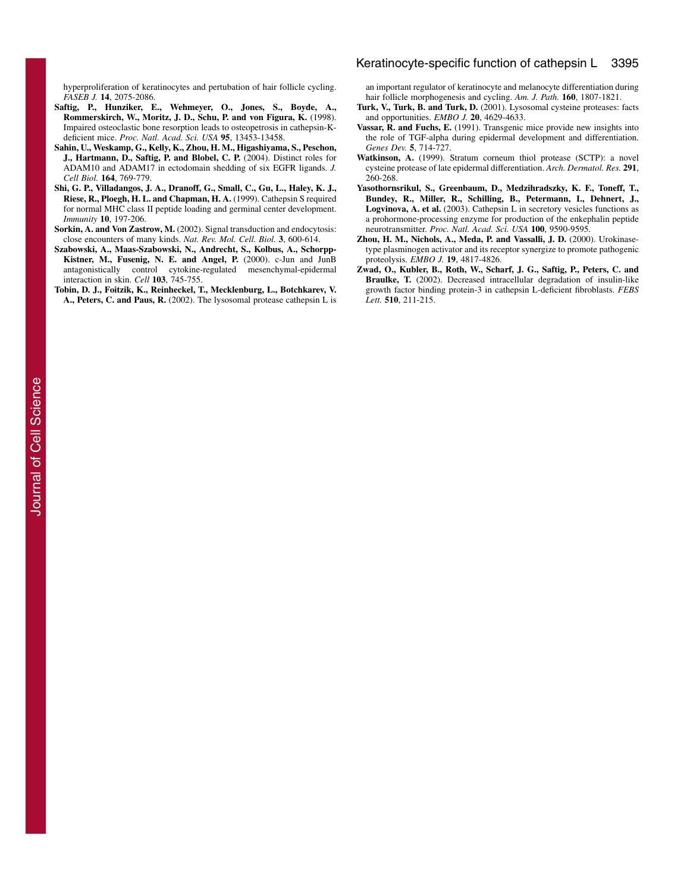hyperproliferation of keratinocytes and pertubation of hair follicle cycling. *FASEB J.* **14**, 2075-2086.

**Saftig, P., Hunziker, E., Wehmeyer, O., Jones, S., Boyde, A., Rommerskirch, W., Moritz, J. D., Schu, P. and von Figura, K.** (1998). Impaired osteoclastic bone resorption leads to osteopetrosis in cathepsin-K-deficient mice. *Proc. Natl. Acad. Sci. USA* **95**, 13453-13458.

**Sahin, U., Weskamp, G., Kelly, K., Zhou, H. M., Higashiyama, S., Peschon, J., Hartmann, D., Saftig, P. and Blobel, C. P.** (2004). Distinct roles for ADAM10 and ADAM17 in ectodomain shedding of six EGFR ligands. *J. Cell Biol.* **164**, 769-779.

**Shi, G. P., Villadangos, J. A., Dranoff, G., Small, C., Gu, L., Haley, K. J., Riese, R., Ploegh, H. L. and Chapman, H. A.** (1999). Cathepsin S required for normal MHC class II peptide loading and germinal center development. *Immunity* **10**, 197-206.

**Sorkin, A. and Von Zastrow, M.** (2002). Signal transduction and endocytosis: close encounters of many kinds. *Nat. Rev. Mol. Cell. Biol.* **3**, 600-614.

**Szabowski, A., Maas-Szabowski, N., Andrecht, S., Kolbus, A., Schorpp-Kistner, M., Fusenig, N. E. and Angel, P.** (2000). c-Jun and JunB antagonistically control cytokine-regulated mesenchymal-epidermal interaction in skin. *Cell* **103**, 745-755.

**Tobin, D. J., Foitzik, K., Reinheckel, T., Mecklenburg, L., Botchkarev, V. A., Peters, C. and Paus, R.** (2002). The lysosomal protease cathepsin L is an important regulator of keratinocyte and melanocyte differentiation during hair follicle morphogenesis and cycling. *Am. J. Path.* **160**, 1807-1821.

**Turk, V., Turk, B. and Turk, D.** (2001). Lysosomal cysteine proteases: facts and opportunities. *EMBO J.* **20**, 4629-4633.

**Vassar, R. and Fuchs, E.** (1991). Transgenic mice provide new insights into the role of TGF-alpha during epidermal development and differentiation. *Genes Dev.* **5**, 714-727.

**Watkinson, A.** (1999). Stratum corneum thiol protease (SCTP): a novel cysteine protease of late epidermal differentiation. *Arch. Dermatol. Res.* **291**, 260-268.

**Yasothornsrikul, S., Greenbaum, D., Medzihradszky, K. F., Toneff, T., Bundey, R., Miller, R., Schilling, B., Petermann, I., Dehnert, J., Logvinova, A. et al.** (2003). Cathepsin L in secretory vesicles functions as a prohormone-processing enzyme for production of the enkephalin peptide neurotransmitter. *Proc. Natl. Acad. Sci. USA* **100**, 9590-9595.

**Zhou, H. M., Nichols, A., Meda, P. and Vassalli, J. D.** (2000). Urokinase-type plasminogen activator and its receptor synergize to promote pathogenic proteolysis. *EMBO J.* **19**, 4817-4826.

**Zwad, O., Kubler, B., Roth, W., Scharf, J. G., Saftig, P., Peters, C. and Braulke, T.** (2002). Decreased intracellular degradation of insulin-like growth factor binding protein-3 in cathepsin L-deficient fibroblasts. *FEBS Lett.* **510**, 211-215.